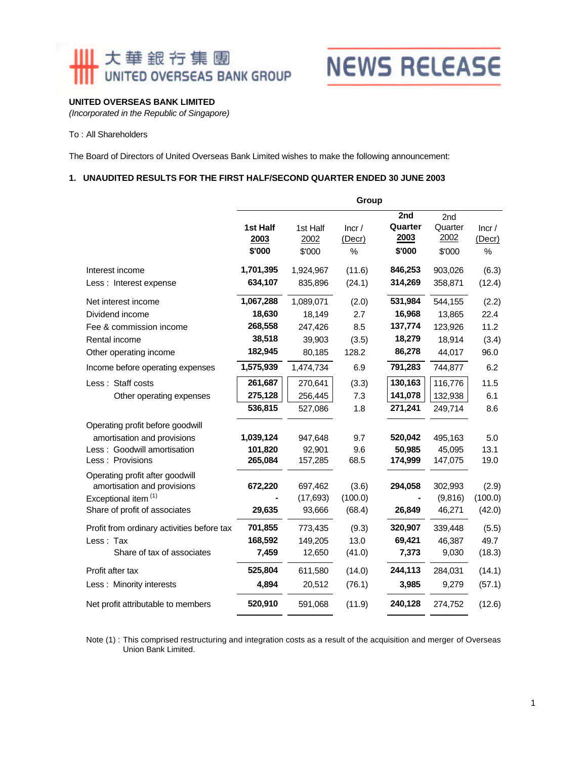大華銀行集團
UNITED OVERSEAS BANK GROUP

NEWS RELEASE

**UNITED OVERSEAS BANK LIMITED**
*(Incorporated in the Republic of Singapore)*

To : All Shareholders

The Board of Directors of United Overseas Bank Limited wishes to make the following announcement:

## 1. UNAUDITED RESULTS FOR THE FIRST HALF/SECOND QUARTER ENDED 30 JUNE 2003

| | Group | | | | | |
|---|---|---|---|---|---|---|
| | **1st Half 2003 $'000** | 1st Half 2002 $'000 | Incr / (Decr) % | **2nd Quarter 2003 $'000** | 2nd Quarter 2002 $'000 | Incr / (Decr) % |
| Interest income | **1,701,395** | 1,924,967 | (11.6) | **846,253** | 903,026 | (6.3) |
| Less : Interest expense | **634,107** | 835,896 | (24.1) | **314,269** | 358,871 | (12.4) |
| Net interest income | **1,067,288** | 1,089,071 | (2.0) | **531,984** | 544,155 | (2.2) |
| Dividend income | **18,630** | 18,149 | 2.7 | **16,968** | 13,865 | 22.4 |
| Fee & commission income | **268,558** | 247,426 | 8.5 | **137,774** | 123,926 | 11.2 |
| Rental income | **38,518** | 39,903 | (3.5) | **18,279** | 18,914 | (3.4) |
| Other operating income | **182,945** | 80,185 | 128.2 | **86,278** | 44,017 | 96.0 |
| Income before operating expenses | **1,575,939** | 1,474,734 | 6.9 | **791,283** | 744,877 | 6.2 |
| Less : Staff costs | **261,687** | 270,641 | (3.3) | **130,163** | 116,776 | 11.5 |
| Other operating expenses | **275,128** | 256,445 | 7.3 | **141,078** | 132,938 | 6.1 |
| | **536,815** | 527,086 | 1.8 | **271,241** | 249,714 | 8.6 |
| Operating profit before goodwill amortisation and provisions | **1,039,124** | 947,648 | 9.7 | **520,042** | 495,163 | 5.0 |
| Less : Goodwill amortisation | **101,820** | 92,901 | 9.6 | **50,985** | 45,095 | 13.1 |
| Less : Provisions | **265,084** | 157,285 | 68.5 | **174,999** | 147,075 | 19.0 |
| Operating profit after goodwill amortisation and provisions | **672,220** | 697,462 | (3.6) | **294,058** | 302,993 | (2.9) |
| Exceptional item [(1)] | **-** | (17,693) | (100.0) | **-** | (9,816) | (100.0) |
| Share of profit of associates | **29,635** | 93,666 | (68.4) | **26,849** | 46,271 | (42.0) |
| Profit from ordinary activities before tax | **701,855** | 773,435 | (9.3) | **320,907** | 339,448 | (5.5) |
| Less : Tax | **168,592** | 149,205 | 13.0 | **69,421** | 46,387 | 49.7 |
| Share of tax of associates | **7,459** | 12,650 | (41.0) | **7,373** | 9,030 | (18.3) |
| Profit after tax | **525,804** | 611,580 | (14.0) | **244,113** | 284,031 | (14.1) |
| Less : Minority interests | **4,894** | 20,512 | (76.1) | **3,985** | 9,279 | (57.1) |
| Net profit attributable to members | **520,910** | 591,068 | (11.9) | **240,128** | 274,752 | (12.6) |

Note (1) : This comprised restructuring and integration costs as a result of the acquisition and merger of Overseas Union Bank Limited.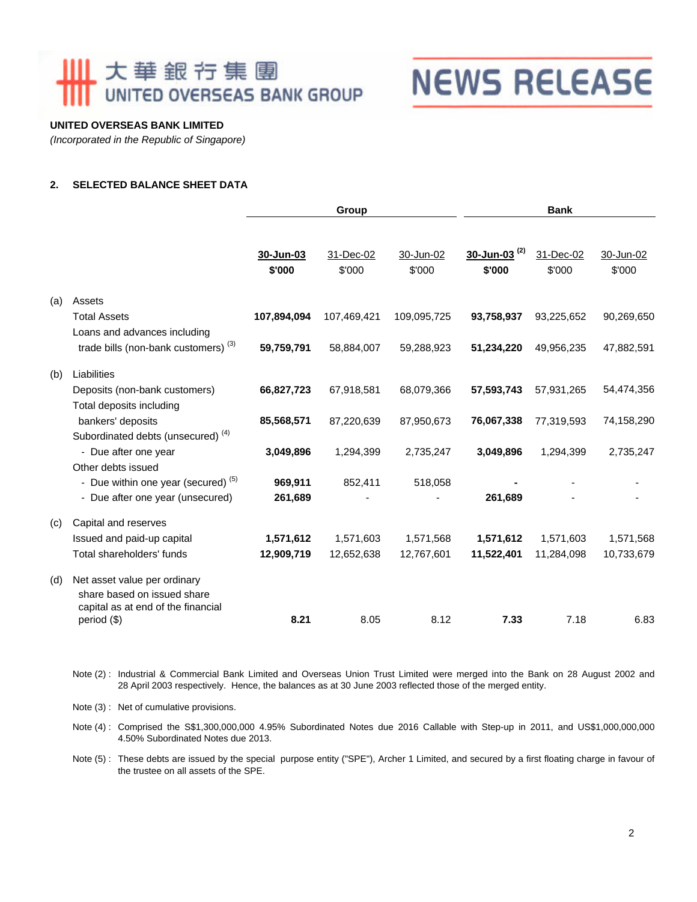大華銀行集團
UNITED OVERSEAS BANK GROUP

NEWS RELEASE

**UNITED OVERSEAS BANK LIMITED**
*(Incorporated in the Republic of Singapore)*

## 2. SELECTED BALANCE SHEET DATA

| | | Group | | | Bank | | |
|---|---|---|---|---|---|---|---|
| | | **30-Jun-03** | 31-Dec-02 | 30-Jun-02 | **30-Jun-03** [(2)] | 31-Dec-02 | 30-Jun-02 |
| | | **$'000** | $'000 | $'000 | **$'000** | $'000 | $'000 |
| (a) | Assets | | | | | | |
| | Total Assets | **107,894,094** | 107,469,421 | 109,095,725 | **93,758,937** | 93,225,652 | 90,269,650 |
| | Loans and advances including trade bills (non-bank customers) [(3)] | **59,759,791** | 58,884,007 | 59,288,923 | **51,234,220** | 49,956,235 | 47,882,591 |
| (b) | Liabilities | | | | | | |
| | Deposits (non-bank customers) | **66,827,723** | 67,918,581 | 68,079,366 | **57,593,743** | 57,931,265 | 54,474,356 |
| | Total deposits including bankers' deposits | **85,568,571** | 87,220,639 | 87,950,673 | **76,067,338** | 77,319,593 | 74,158,290 |
| | Subordinated debts (unsecured) [(4)] | | | | | | |
| | - Due after one year | **3,049,896** | 1,294,399 | 2,735,247 | **3,049,896** | 1,294,399 | 2,735,247 |
| | Other debts issued | | | | | | |
| | - Due within one year (secured) [(5)] | **969,911** | 852,411 | 518,058 | **-** | - | - |
| | - Due after one year (unsecured) | **261,689** | - | - | **261,689** | - | - |
| (c) | Capital and reserves | | | | | | |
| | Issued and paid-up capital | **1,571,612** | 1,571,603 | 1,571,568 | **1,571,612** | 1,571,603 | 1,571,568 |
| | Total shareholders' funds | **12,909,719** | 12,652,638 | 12,767,601 | **11,522,401** | 11,284,098 | 10,733,679 |
| (d) | Net asset value per ordinary share based on issued share capital as at end of the financial period ($) | **8.21** | 8.05 | 8.12 | **7.33** | 7.18 | 6.83 |

Note (2) : Industrial & Commercial Bank Limited and Overseas Union Trust Limited were merged into the Bank on 28 August 2002 and 28 April 2003 respectively. Hence, the balances as at 30 June 2003 reflected those of the merged entity.

Note (3) : Net of cumulative provisions.

Note (4) : Comprised the S$1,300,000,000 4.95% Subordinated Notes due 2016 Callable with Step-up in 2011, and US$1,000,000,000 4.50% Subordinated Notes due 2013.

Note (5) : These debts are issued by the special purpose entity ("SPE"), Archer 1 Limited, and secured by a first floating charge in favour of the trustee on all assets of the SPE.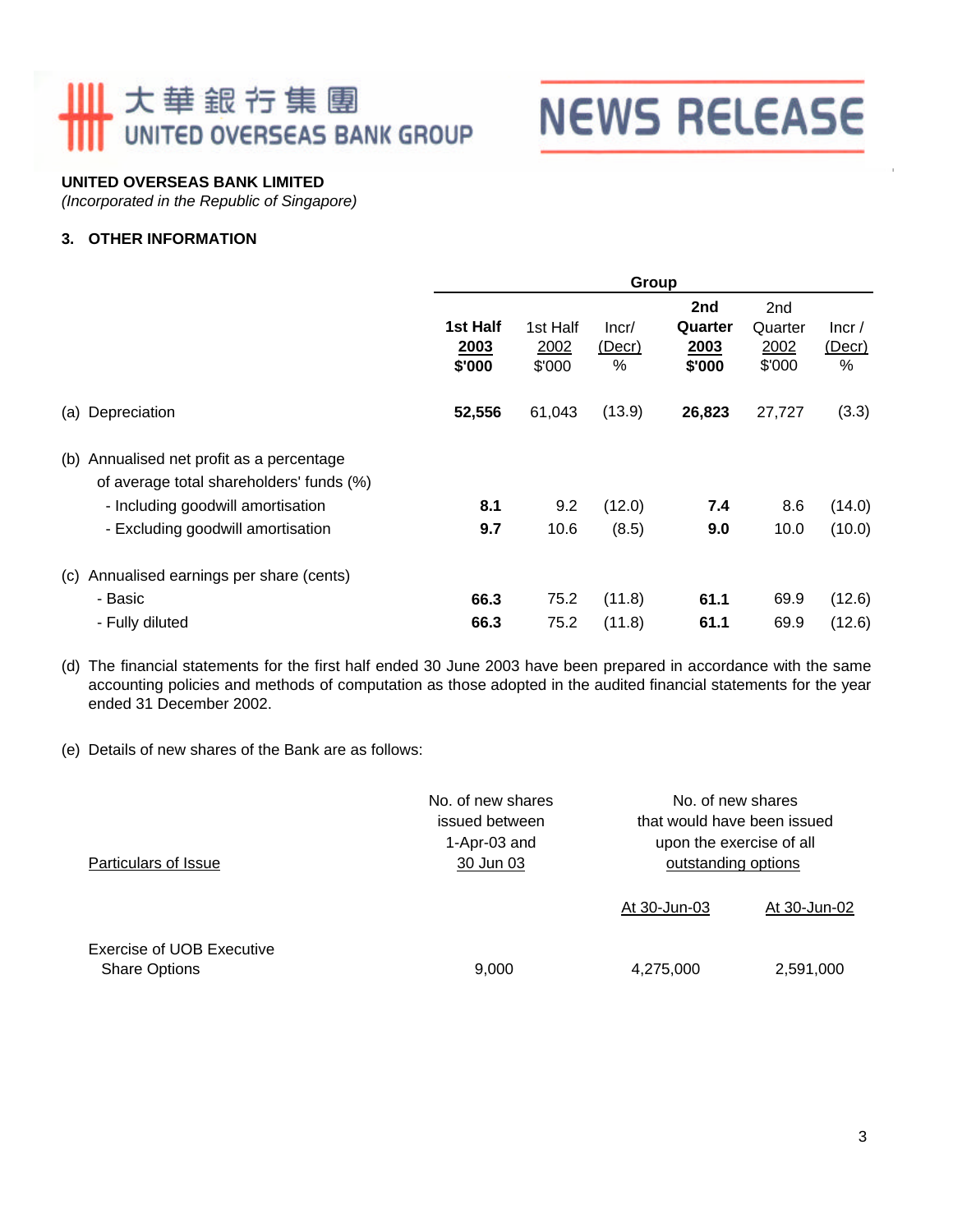**UNITED OVERSEAS BANK LIMITED**
*(Incorporated in the Republic of Singapore)*

### 3. OTHER INFORMATION

| | Group | | | | | |
|---|---|---|---|---|---|---|
| | **1st Half 2003 $'000** | 1st Half 2002 $'000 | Incr/ (Decr) % | **2nd Quarter 2003 $'000** | 2nd Quarter 2002 $'000 | Incr / (Decr) % |
| (a) Depreciation | **52,556** | 61,043 | (13.9) | **26,823** | 27,727 | (3.3) |
| (b) Annualised net profit as a percentage of average total shareholders' funds (%) | | | | | | |
| - Including goodwill amortisation | **8.1** | 9.2 | (12.0) | **7.4** | 8.6 | (14.0) |
| - Excluding goodwill amortisation | **9.7** | 10.6 | (8.5) | **9.0** | 10.0 | (10.0) |
| (c) Annualised earnings per share (cents) | | | | | | |
| - Basic | **66.3** | 75.2 | (11.8) | **61.1** | 69.9 | (12.6) |
| - Fully diluted | **66.3** | 75.2 | (11.8) | **61.1** | 69.9 | (12.6) |

(d) The financial statements for the first half ended 30 June 2003 have been prepared in accordance with the same accounting policies and methods of computation as those adopted in the audited financial statements for the year ended 31 December 2002.

(e) Details of new shares of the Bank are as follows:

| Particulars of Issue | No. of new shares issued between 1-Apr-03 and 30 Jun 03 | No. of new shares that would have been issued upon the exercise of all outstanding options | |
|---|---|---|---|
| | | At 30-Jun-03 | At 30-Jun-02 |
| Exercise of UOB Executive Share Options | 9,000 | 4,275,000 | 2,591,000 |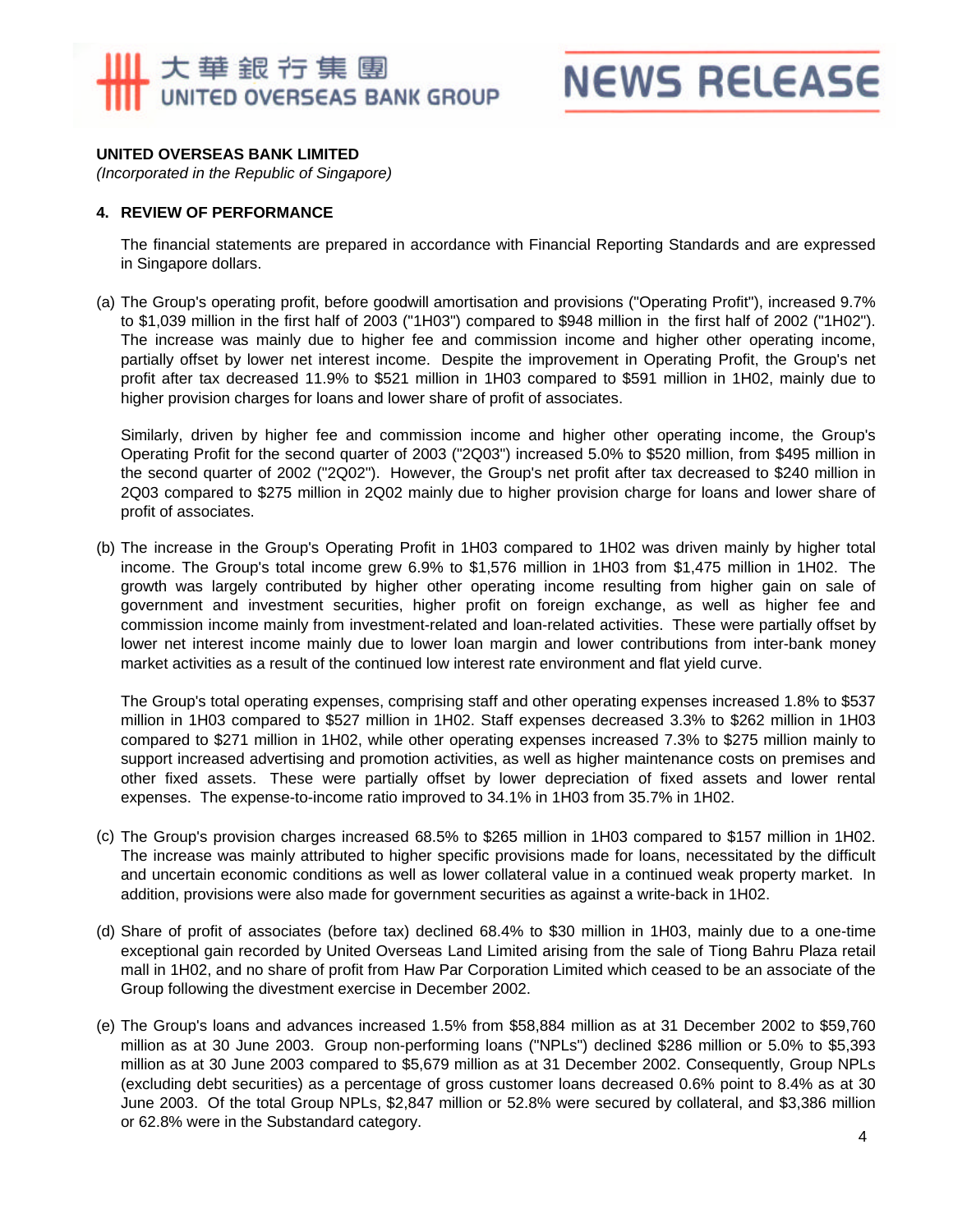**UNITED OVERSEAS BANK LIMITED**
*(Incorporated in the Republic of Singapore)*

## 4. REVIEW OF PERFORMANCE

The financial statements are prepared in accordance with Financial Reporting Standards and are expressed in Singapore dollars.

(a) The Group's operating profit, before goodwill amortisation and provisions ("Operating Profit"), increased 9.7% to $1,039 million in the first half of 2003 ("1H03") compared to $948 million in the first half of 2002 ("1H02"). The increase was mainly due to higher fee and commission income and higher other operating income, partially offset by lower net interest income. Despite the improvement in Operating Profit, the Group's net profit after tax decreased 11.9% to $521 million in 1H03 compared to $591 million in 1H02, mainly due to higher provision charges for loans and lower share of profit of associates.

Similarly, driven by higher fee and commission income and higher other operating income, the Group's Operating Profit for the second quarter of 2003 ("2Q03") increased 5.0% to $520 million, from $495 million in the second quarter of 2002 ("2Q02"). However, the Group's net profit after tax decreased to $240 million in 2Q03 compared to $275 million in 2Q02 mainly due to higher provision charge for loans and lower share of profit of associates.

(b) The increase in the Group's Operating Profit in 1H03 compared to 1H02 was driven mainly by higher total income. The Group's total income grew 6.9% to $1,576 million in 1H03 from $1,475 million in 1H02. The growth was largely contributed by higher other operating income resulting from higher gain on sale of government and investment securities, higher profit on foreign exchange, as well as higher fee and commission income mainly from investment-related and loan-related activities. These were partially offset by lower net interest income mainly due to lower loan margin and lower contributions from inter-bank money market activities as a result of the continued low interest rate environment and flat yield curve.

The Group's total operating expenses, comprising staff and other operating expenses increased 1.8% to $537 million in 1H03 compared to $527 million in 1H02. Staff expenses decreased 3.3% to $262 million in 1H03 compared to $271 million in 1H02, while other operating expenses increased 7.3% to $275 million mainly to support increased advertising and promotion activities, as well as higher maintenance costs on premises and other fixed assets. These were partially offset by lower depreciation of fixed assets and lower rental expenses. The expense-to-income ratio improved to 34.1% in 1H03 from 35.7% in 1H02.

(c) The Group's provision charges increased 68.5% to $265 million in 1H03 compared to $157 million in 1H02. The increase was mainly attributed to higher specific provisions made for loans, necessitated by the difficult and uncertain economic conditions as well as lower collateral value in a continued weak property market. In addition, provisions were also made for government securities as against a write-back in 1H02.

(d) Share of profit of associates (before tax) declined 68.4% to $30 million in 1H03, mainly due to a one-time exceptional gain recorded by United Overseas Land Limited arising from the sale of Tiong Bahru Plaza retail mall in 1H02, and no share of profit from Haw Par Corporation Limited which ceased to be an associate of the Group following the divestment exercise in December 2002.

(e) The Group's loans and advances increased 1.5% from $58,884 million as at 31 December 2002 to $59,760 million as at 30 June 2003. Group non-performing loans ("NPLs") declined $286 million or 5.0% to $5,393 million as at 30 June 2003 compared to $5,679 million as at 31 December 2002. Consequently, Group NPLs (excluding debt securities) as a percentage of gross customer loans decreased 0.6% point to 8.4% as at 30 June 2003. Of the total Group NPLs, $2,847 million or 52.8% were secured by collateral, and $3,386 million or 62.8% were in the Substandard category.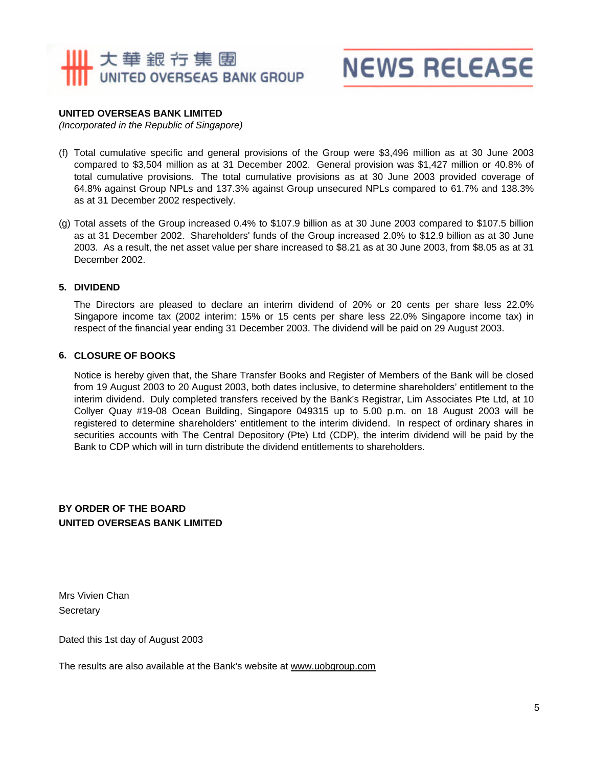**UNITED OVERSEAS BANK LIMITED**
*(Incorporated in the Republic of Singapore)*

(f) Total cumulative specific and general provisions of the Group were $3,496 million as at 30 June 2003 compared to $3,504 million as at 31 December 2002. General provision was $1,427 million or 40.8% of total cumulative provisions. The total cumulative provisions as at 30 June 2003 provided coverage of 64.8% against Group NPLs and 137.3% against Group unsecured NPLs compared to 61.7% and 138.3% as at 31 December 2002 respectively.

(g) Total assets of the Group increased 0.4% to $107.9 billion as at 30 June 2003 compared to $107.5 billion as at 31 December 2002. Shareholders' funds of the Group increased 2.0% to $12.9 billion as at 30 June 2003. As a result, the net asset value per share increased to $8.21 as at 30 June 2003, from $8.05 as at 31 December 2002.

## 5. DIVIDEND

The Directors are pleased to declare an interim dividend of 20% or 20 cents per share less 22.0% Singapore income tax (2002 interim: 15% or 15 cents per share less 22.0% Singapore income tax) in respect of the financial year ending 31 December 2003. The dividend will be paid on 29 August 2003.

## 6. CLOSURE OF BOOKS

Notice is hereby given that, the Share Transfer Books and Register of Members of the Bank will be closed from 19 August 2003 to 20 August 2003, both dates inclusive, to determine shareholders' entitlement to the interim dividend. Duly completed transfers received by the Bank's Registrar, Lim Associates Pte Ltd, at 10 Collyer Quay #19-08 Ocean Building, Singapore 049315 up to 5.00 p.m. on 18 August 2003 will be registered to determine shareholders' entitlement to the interim dividend. In respect of ordinary shares in securities accounts with The Central Depository (Pte) Ltd (CDP), the interim dividend will be paid by the Bank to CDP which will in turn distribute the dividend entitlements to shareholders.

**BY ORDER OF THE BOARD**
**UNITED OVERSEAS BANK LIMITED**

Mrs Vivien Chan
Secretary

Dated this 1st day of August 2003

The results are also available at the Bank's website at www.uobgroup.com